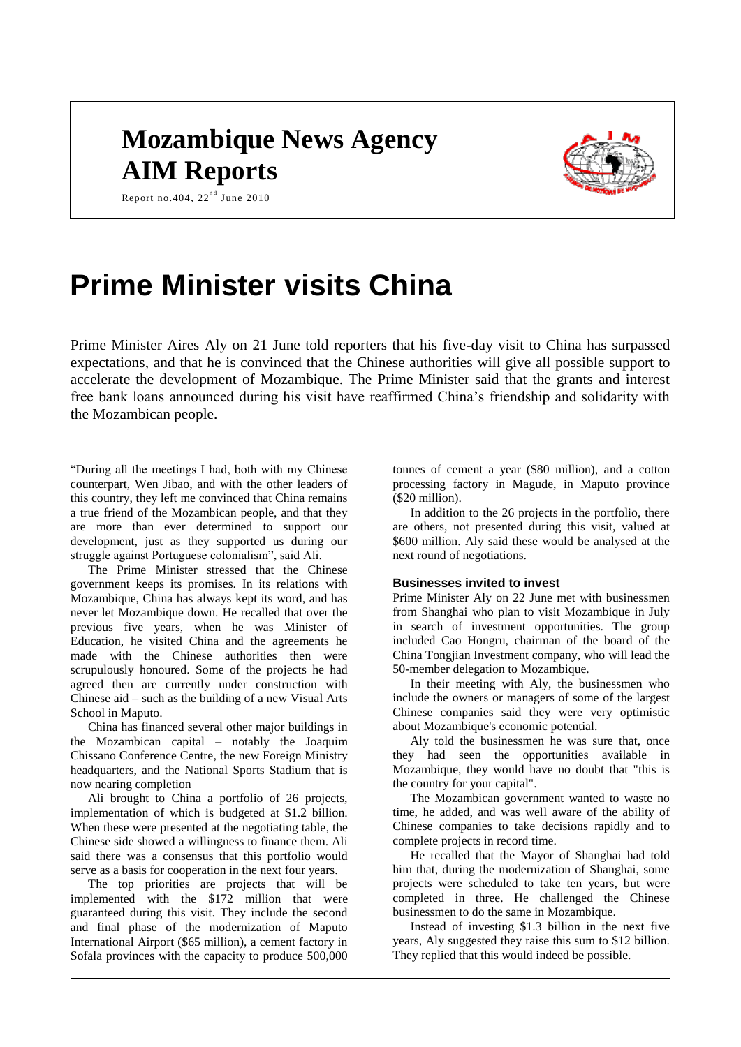# Mozambique News Agency

# AIM Reports

Report no.404, 22nd June 2010

# Prime Minister visits China

Prime Minister Aires Aly on 21 June told reporters that his five-day visit to China has surpassed expectations, and that he is convinced that the Chinese authorities will give all possible support to accelerate the development of Mozambique. The Prime Minister said that the grants and interest free bank loans announced during his visit have reaffirmed China's friendship and solidarity with the Mozambican people.

"During all the meetings I had, both with my Chinese counterpart, Wen Jibao, and with the other leaders of this country, they left me convinced that China remains a true friend of the Mozambican people, and that they are more than ever determined to support our development, just as they supported us during our struggle against Portuguese colonialism", said Ali.

The Prime Minister stressed that the Chinese government keeps its promises. In its relations with Mozambique, China has always kept its word, and has never let Mozambique down. He recalled that over the previous five years, when he was Minister of Education, he visited China and the agreements he made with the Chinese authorities then were scrupulously honoured. Some of the projects he had agreed then are currently under construction with Chinese aid – such as the building of a new Visual Arts School in Maputo.

China has financed several other major buildings in the Mozambican capital – notably the Joaquim Chissano Conference Centre, the new Foreign Ministry headquarters, and the National Sports Stadium that is now nearing completion

Ali brought to China a portfolio of 26 projects, implementation of which is budgeted at \$1.2 billion. When these were presented at the negotiating table, the Chinese side showed a willingness to finance them. Ali said there was a consensus that this portfolio would serve as a basis for cooperation in the next four years.

The top priorities are projects that will be implemented with the \$172 million that were guaranteed during this visit. They include the second and final phase of the modernization of Maputo International Airport (\$65 million), a cement factory in Sofala provinces with the capacity to produce 500,000 tonnes of cement a year (\$80 million), and a cotton processing factory in Magude, in Maputo province (\$20 million).

In addition to the 26 projects in the portfolio, there are others, not presented during this visit, valued at \$600 million. Aly said these would be analysed at the next round of negotiations.

### Businesses invited to invest

Prime Minister Aly on 22 June met with businessmen from Shanghai who plan to visit Mozambique in July in search of investment opportunities. The group included Cao Hongru, chairman of the board of the China Tongjian Investment company, who will lead the 50-member delegation to Mozambique.

In their meeting with Aly, the businessmen who include the owners or managers of some of the largest Chinese companies said they were very optimistic about Mozambique's economic potential.

Aly told the businessmen he was sure that, once they had seen the opportunities available in Mozambique, they would have no doubt that "this is the country for your capital".

The Mozambican government wanted to waste no time, he added, and was well aware of the ability of Chinese companies to take decisions rapidly and to complete projects in record time.

He recalled that the Mayor of Shanghai had told him that, during the modernization of Shanghai, some projects were scheduled to take ten years, but were completed in three. He challenged the Chinese businessmen to do the same in Mozambique.

Instead of investing \$1.3 billion in the next five years, Aly suggested they raise this sum to \$12 billion. They replied that this would indeed be possible.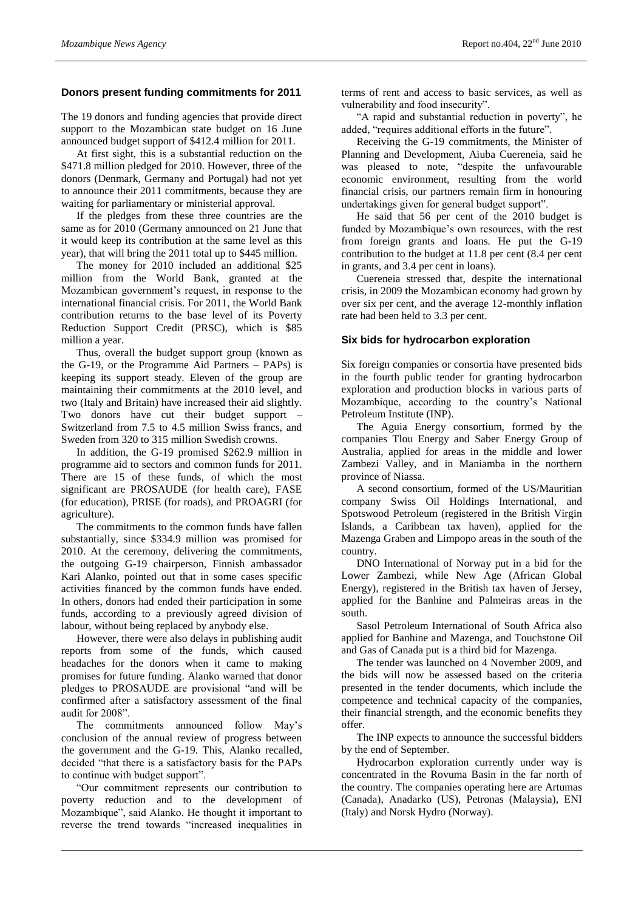## Donors present funding commitments for 2011

The 19 donors and funding agencies that provide direct support to the Mozambican state budget on 16 June announced budget support of $412.4 million for 2011.

At first sight, this is a substantial reduction on the $471.8 million pledged for 2010. However, three of the donors (Denmark, Germany and Portugal) had not yet to announce their 2011 commitments, because they are waiting for parliamentary or ministerial approval.

If the pledges from these three countries are the same as for 2010 (Germany announced on 21 June that it would keep its contribution at the same level as this year), that will bring the 2011 total up to $445 million.

The money for 2010 included an additional $25 million from the World Bank, granted at the Mozambican government's request, in response to the international financial crisis. For 2011, the World Bank contribution returns to the base level of its Poverty Reduction Support Credit (PRSC), which is $85 million a year.

Thus, overall the budget support group (known as the G-19, or the Programme Aid Partners – PAPs) is keeping its support steady. Eleven of the group are maintaining their commitments at the 2010 level, and two (Italy and Britain) have increased their aid slightly. Two donors have cut their budget support – Switzerland from 7.5 to 4.5 million Swiss francs, and Sweden from 320 to 315 million Swedish crowns.

In addition, the G-19 promised $262.9 million in programme aid to sectors and common funds for 2011. There are 15 of these funds, of which the most significant are PROSAUDE (for health care), FASE (for education), PRISE (for roads), and PROAGRI (for agriculture).

The commitments to the common funds have fallen substantially, since $334.9 million was promised for 2010. At the ceremony, delivering the commitments, the outgoing G-19 chairperson, Finnish ambassador Kari Alanko, pointed out that in some cases specific activities financed by the common funds have ended. In others, donors had ended their participation in some funds, according to a previously agreed division of labour, without being replaced by anybody else.

However, there were also delays in publishing audit reports from some of the funds, which caused headaches for the donors when it came to making promises for future funding. Alanko warned that donor pledges to PROSAUDE are provisional "and will be confirmed after a satisfactory assessment of the final audit for 2008".

The commitments announced follow May's conclusion of the annual review of progress between the government and the G-19. This, Alanko recalled, decided "that there is a satisfactory basis for the PAPs to continue with budget support".

"Our commitment represents our contribution to poverty reduction and to the development of Mozambique", said Alanko. He thought it important to reverse the trend towards "increased inequalities in terms of rent and access to basic services, as well as vulnerability and food insecurity".

"A rapid and substantial reduction in poverty", he added, "requires additional efforts in the future".

Receiving the G-19 commitments, the Minister of Planning and Development, Aiuba Cuereneia, said he was pleased to note, "despite the unfavourable economic environment, resulting from the world financial crisis, our partners remain firm in honouring undertakings given for general budget support".

He said that 56 per cent of the 2010 budget is funded by Mozambique's own resources, with the rest from foreign grants and loans. He put the G-19 contribution to the budget at 11.8 per cent (8.4 per cent in grants, and 3.4 per cent in loans).

Cuereneia stressed that, despite the international crisis, in 2009 the Mozambican economy had grown by over six per cent, and the average 12-monthly inflation rate had been held to 3.3 per cent.

## Six bids for hydrocarbon exploration

Six foreign companies or consortia have presented bids in the fourth public tender for granting hydrocarbon exploration and production blocks in various parts of Mozambique, according to the country's National Petroleum Institute (INP).

The Aguia Energy consortium, formed by the companies Tlou Energy and Saber Energy Group of Australia, applied for areas in the middle and lower Zambezi Valley, and in Maniamba in the northern province of Niassa.

A second consortium, formed of the US/Mauritian company Swiss Oil Holdings International, and Spotswood Petroleum (registered in the British Virgin Islands, a Caribbean tax haven), applied for the Mazenga Graben and Limpopo areas in the south of the country.

DNO International of Norway put in a bid for the Lower Zambezi, while New Age (African Global Energy), registered in the British tax haven of Jersey, applied for the Banhine and Palmeiras areas in the south.

Sasol Petroleum International of South Africa also applied for Banhine and Mazenga, and Touchstone Oil and Gas of Canada put is a third bid for Mazenga.

The tender was launched on 4 November 2009, and the bids will now be assessed based on the criteria presented in the tender documents, which include the competence and technical capacity of the companies, their financial strength, and the economic benefits they offer.

The INP expects to announce the successful bidders by the end of September.

Hydrocarbon exploration currently under way is concentrated in the Rovuma Basin in the far north of the country. The companies operating here are Artumas (Canada), Anadarko (US), Petronas (Malaysia), ENI (Italy) and Norsk Hydro (Norway).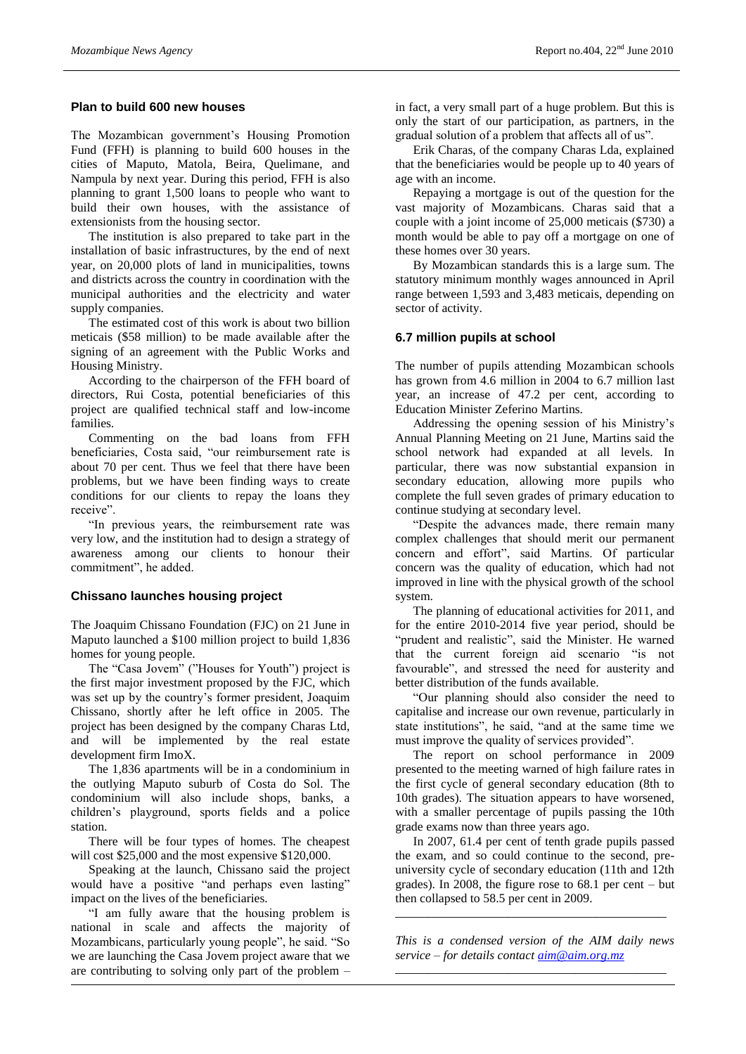## Plan to build 600 new houses

The Mozambican government's Housing Promotion Fund (FFH) is planning to build 600 houses in the cities of Maputo, Matola, Beira, Quelimane, and Nampula by next year. During this period, FFH is also planning to grant 1,500 loans to people who want to build their own houses, with the assistance of extensionists from the housing sector.

The institution is also prepared to take part in the installation of basic infrastructures, by the end of next year, on 20,000 plots of land in municipalities, towns and districts across the country in coordination with the municipal authorities and the electricity and water supply companies.

The estimated cost of this work is about two billion meticais ($58 million) to be made available after the signing of an agreement with the Public Works and Housing Ministry.

According to the chairperson of the FFH board of directors, Rui Costa, potential beneficiaries of this project are qualified technical staff and low-income families.

Commenting on the bad loans from FFH beneficiaries, Costa said, "our reimbursement rate is about 70 per cent. Thus we feel that there have been problems, but we have been finding ways to create conditions for our clients to repay the loans they receive".

"In previous years, the reimbursement rate was very low, and the institution had to design a strategy of awareness among our clients to honour their commitment", he added.

## Chissano launches housing project

The Joaquim Chissano Foundation (FJC) on 21 June in Maputo launched a $100 million project to build 1,836 homes for young people.

The "Casa Jovem" ("Houses for Youth") project is the first major investment proposed by the FJC, which was set up by the country's former president, Joaquim Chissano, shortly after he left office in 2005. The project has been designed by the company Charas Ltd, and will be implemented by the real estate development firm ImoX.

The 1,836 apartments will be in a condominium in the outlying Maputo suburb of Costa do Sol. The condominium will also include shops, banks, a children's playground, sports fields and a police station.

There will be four types of homes. The cheapest will cost $25,000 and the most expensive $120,000.

Speaking at the launch, Chissano said the project would have a positive "and perhaps even lasting" impact on the lives of the beneficiaries.

"I am fully aware that the housing problem is national in scale and affects the majority of Mozambicans, particularly young people", he said. "So we are launching the Casa Jovem project aware that we are contributing to solving only part of the problem – in fact, a very small part of a huge problem. But this is only the start of our participation, as partners, in the gradual solution of a problem that affects all of us".

Erik Charas, of the company Charas Lda, explained that the beneficiaries would be people up to 40 years of age with an income.

Repaying a mortgage is out of the question for the vast majority of Mozambicans. Charas said that a couple with a joint income of 25,000 meticais ($730) a month would be able to pay off a mortgage on one of these homes over 30 years.

By Mozambican standards this is a large sum. The statutory minimum monthly wages announced in April range between 1,593 and 3,483 meticais, depending on sector of activity.

## 6.7 million pupils at school

The number of pupils attending Mozambican schools has grown from 4.6 million in 2004 to 6.7 million last year, an increase of 47.2 per cent, according to Education Minister Zeferino Martins.

Addressing the opening session of his Ministry's Annual Planning Meeting on 21 June, Martins said the school network had expanded at all levels. In particular, there was now substantial expansion in secondary education, allowing more pupils who complete the full seven grades of primary education to continue studying at secondary level.

"Despite the advances made, there remain many complex challenges that should merit our permanent concern and effort", said Martins. Of particular concern was the quality of education, which had not improved in line with the physical growth of the school system.

The planning of educational activities for 2011, and for the entire 2010-2014 five year period, should be "prudent and realistic", said the Minister. He warned that the current foreign aid scenario "is not favourable", and stressed the need for austerity and better distribution of the funds available.

"Our planning should also consider the need to capitalise and increase our own revenue, particularly in state institutions", he said, "and at the same time we must improve the quality of services provided".

The report on school performance in 2009 presented to the meeting warned of high failure rates in the first cycle of general secondary education (8th to 10th grades). The situation appears to have worsened, with a smaller percentage of pupils passing the 10th grade exams now than three years ago.

In 2007, 61.4 per cent of tenth grade pupils passed the exam, and so could continue to the second, pre-university cycle of secondary education (11th and 12th grades). In 2008, the figure rose to 68.1 per cent – but then collapsed to 58.5 per cent in 2009.

---

*This is a condensed version of the AIM daily news service – for details contact aim@aim.org.mz*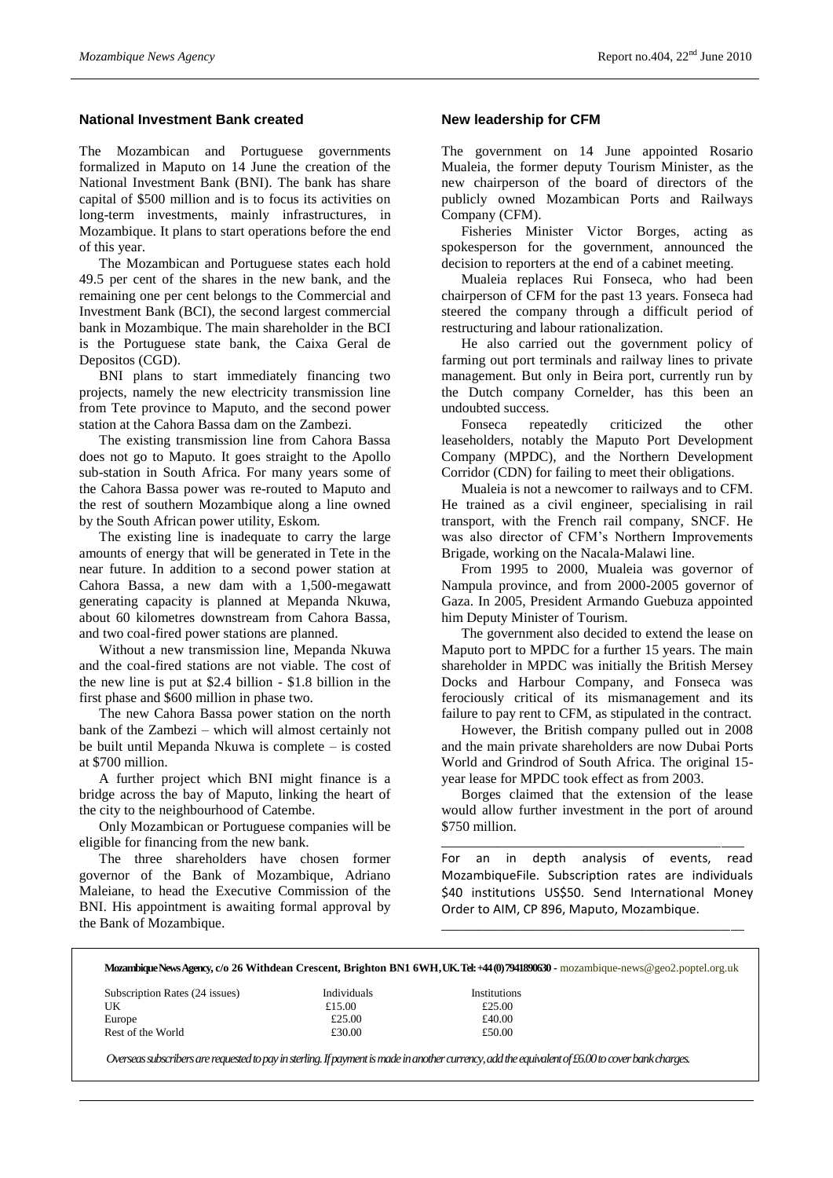## National Investment Bank created

The Mozambican and Portuguese governments formalized in Maputo on 14 June the creation of the National Investment Bank (BNI). The bank has share capital of $500 million and is to focus its activities on long-term investments, mainly infrastructures, in Mozambique. It plans to start operations before the end of this year.

The Mozambican and Portuguese states each hold 49.5 per cent of the shares in the new bank, and the remaining one per cent belongs to the Commercial and Investment Bank (BCI), the second largest commercial bank in Mozambique. The main shareholder in the BCI is the Portuguese state bank, the Caixa Geral de Depositos (CGD).

BNI plans to start immediately financing two projects, namely the new electricity transmission line from Tete province to Maputo, and the second power station at the Cahora Bassa dam on the Zambezi.

The existing transmission line from Cahora Bassa does not go to Maputo. It goes straight to the Apollo sub-station in South Africa. For many years some of the Cahora Bassa power was re-routed to Maputo and the rest of southern Mozambique along a line owned by the South African power utility, Eskom.

The existing line is inadequate to carry the large amounts of energy that will be generated in Tete in the near future. In addition to a second power station at Cahora Bassa, a new dam with a 1,500-megawatt generating capacity is planned at Mepanda Nkuwa, about 60 kilometres downstream from Cahora Bassa, and two coal-fired power stations are planned.

Without a new transmission line, Mepanda Nkuwa and the coal-fired stations are not viable. The cost of the new line is put at $2.4 billion - $1.8 billion in the first phase and $600 million in phase two.

The new Cahora Bassa power station on the north bank of the Zambezi – which will almost certainly not be built until Mepanda Nkuwa is complete – is costed at $700 million.

A further project which BNI might finance is a bridge across the bay of Maputo, linking the heart of the city to the neighbourhood of Catembe.

Only Mozambican or Portuguese companies will be eligible for financing from the new bank.

The three shareholders have chosen former governor of the Bank of Mozambique, Adriano Maleiane, to head the Executive Commission of the BNI. His appointment is awaiting formal approval by the Bank of Mozambique.

## New leadership for CFM

The government on 14 June appointed Rosario Mualeia, the former deputy Tourism Minister, as the new chairperson of the board of directors of the publicly owned Mozambican Ports and Railways Company (CFM).

Fisheries Minister Victor Borges, acting as spokesperson for the government, announced the decision to reporters at the end of a cabinet meeting.

Mualeia replaces Rui Fonseca, who had been chairperson of CFM for the past 13 years. Fonseca had steered the company through a difficult period of restructuring and labour rationalization.

He also carried out the government policy of farming out port terminals and railway lines to private management. But only in Beira port, currently run by the Dutch company Cornelder, has this been an undoubted success.

Fonseca repeatedly criticized the other leaseholders, notably the Maputo Port Development Company (MPDC), and the Northern Development Corridor (CDN) for failing to meet their obligations.

Mualeia is not a newcomer to railways and to CFM. He trained as a civil engineer, specialising in rail transport, with the French rail company, SNCF. He was also director of CFM's Northern Improvements Brigade, working on the Nacala-Malawi line.

From 1995 to 2000, Mualeia was governor of Nampula province, and from 2000-2005 governor of Gaza. In 2005, President Armando Guebuza appointed him Deputy Minister of Tourism.

The government also decided to extend the lease on Maputo port to MPDC for a further 15 years. The main shareholder in MPDC was initially the British Mersey Docks and Harbour Company, and Fonseca was ferociously critical of its mismanagement and its failure to pay rent to CFM, as stipulated in the contract.

However, the British company pulled out in 2008 and the main private shareholders are now Dubai Ports World and Grindrod of South Africa. The original 15-year lease for MPDC took effect as from 2003.

Borges claimed that the extension of the lease would allow further investment in the port of around $750 million.

---

For an in depth analysis of events, read MozambiqueFile. Subscription rates are individuals $40 institutions US$50. Send International Money Order to AIM, CP 896, Maputo, Mozambique.

---

**Mozambique News Agency, c/o 26 Withdean Crescent, Brighton BN1 6WH, UK. Tel: +44 (0) 7941890630 -** mozambique-news@geo2.poptel.org.uk

| Subscription Rates (24 issues) | Individuals | Institutions |
|---|---|---|
| UK | £15.00 | £25.00 |
| Europe | £25.00 | £40.00 |
| Rest of the World | £30.00 | £50.00 |

*Overseas subscribers are requested to pay in sterling. If payment is made in another currency, add the equivalent of £6.00 to cover bank charges.*